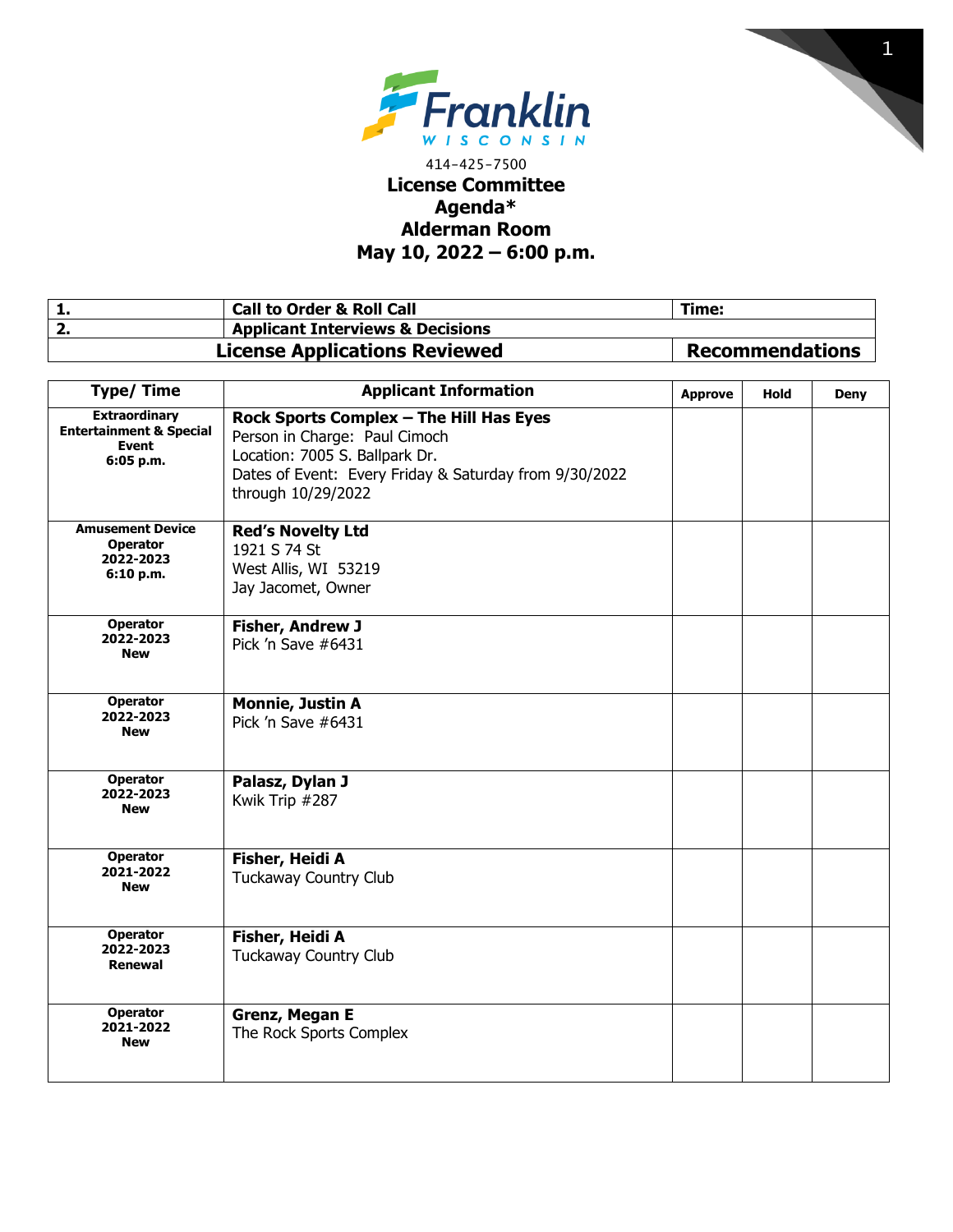Franklin
WISCONSIN

414-425-7500

# License Committee
# Agenda*
# Alderman Room
# May 10, 2022 – 6:00 p.m.

| 1. | Call to Order & Roll Call | Time: |
|---|---|---|
| 2. | Applicant Interviews & Decisions | |
| **License Applications Reviewed** | | **Recommendations** |

| Type/ Time | Applicant Information | Approve | Hold | Deny |
|---|---|---|---|---|
| **Extraordinary Entertainment & Special Event 6:05 p.m.** | **Rock Sports Complex – The Hill Has Eyes**<br>Person in Charge: Paul Cimoch<br>Location: 7005 S. Ballpark Dr.<br>Dates of Event: Every Friday & Saturday from 9/30/2022 through 10/29/2022 | | | |
| **Amusement Device Operator 2022-2023 6:10 p.m.** | **Red's Novelty Ltd**<br>1921 S 74 St<br>West Allis, WI 53219<br>Jay Jacomet, Owner | | | |
| **Operator 2022-2023 New** | **Fisher, Andrew J**<br>Pick 'n Save #6431 | | | |
| **Operator 2022-2023 New** | **Monnie, Justin A**<br>Pick 'n Save #6431 | | | |
| **Operator 2022-2023 New** | **Palasz, Dylan J**<br>Kwik Trip #287 | | | |
| **Operator 2021-2022 New** | **Fisher, Heidi A**<br>Tuckaway Country Club | | | |
| **Operator 2022-2023 Renewal** | **Fisher, Heidi A**<br>Tuckaway Country Club | | | |
| **Operator 2021-2022 New** | **Grenz, Megan E**<br>The Rock Sports Complex | | | |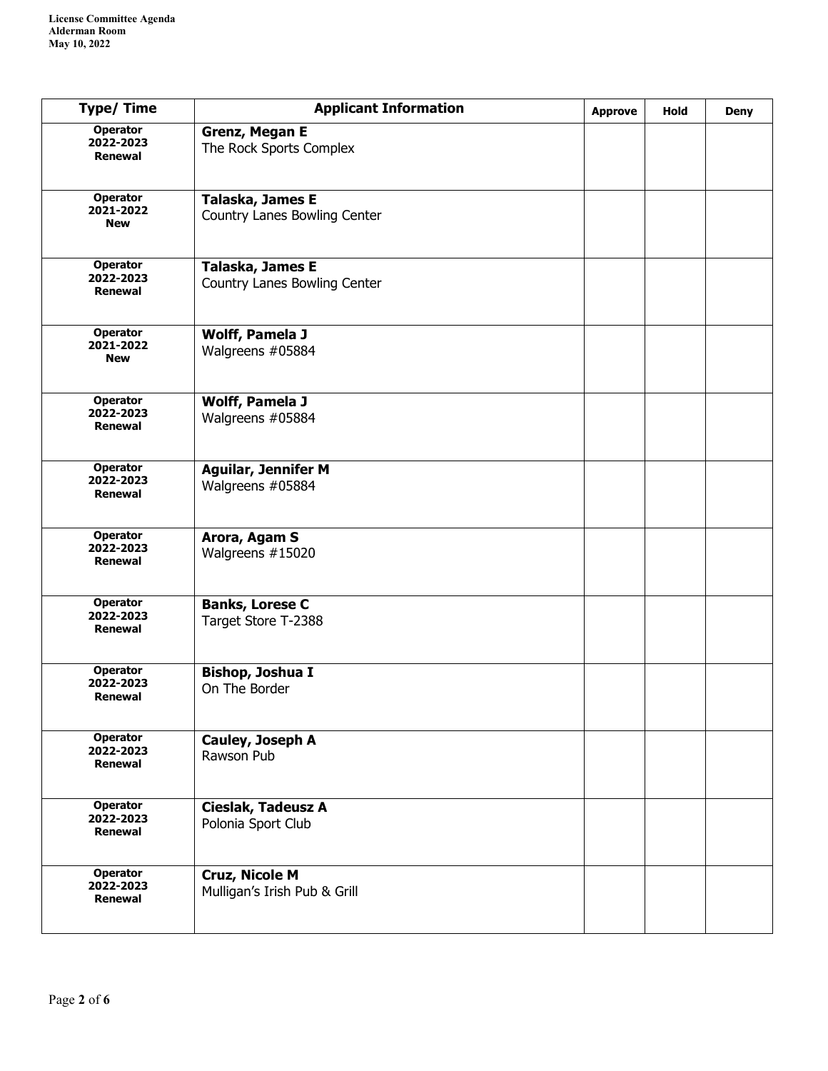| Type/ Time | Applicant Information | Approve | Hold | Deny |
|---|---|---|---|---|
| **Operator 2022-2023 Renewal** | **Grenz, Megan E** The Rock Sports Complex | | | |
| **Operator 2021-2022 New** | **Talaska, James E** Country Lanes Bowling Center | | | |
| **Operator 2022-2023 Renewal** | **Talaska, James E** Country Lanes Bowling Center | | | |
| **Operator 2021-2022 New** | **Wolff, Pamela J** Walgreens #05884 | | | |
| **Operator 2022-2023 Renewal** | **Wolff, Pamela J** Walgreens #05884 | | | |
| **Operator 2022-2023 Renewal** | **Aguilar, Jennifer M** Walgreens #05884 | | | |
| **Operator 2022-2023 Renewal** | **Arora, Agam S** Walgreens #15020 | | | |
| **Operator 2022-2023 Renewal** | **Banks, Lorese C** Target Store T-2388 | | | |
| **Operator 2022-2023 Renewal** | **Bishop, Joshua I** On The Border | | | |
| **Operator 2022-2023 Renewal** | **Cauley, Joseph A** Rawson Pub | | | |
| **Operator 2022-2023 Renewal** | **Cieslak, Tadeusz A** Polonia Sport Club | | | |
| **Operator 2022-2023 Renewal** | **Cruz, Nicole M** Mulligan's Irish Pub & Grill | | | |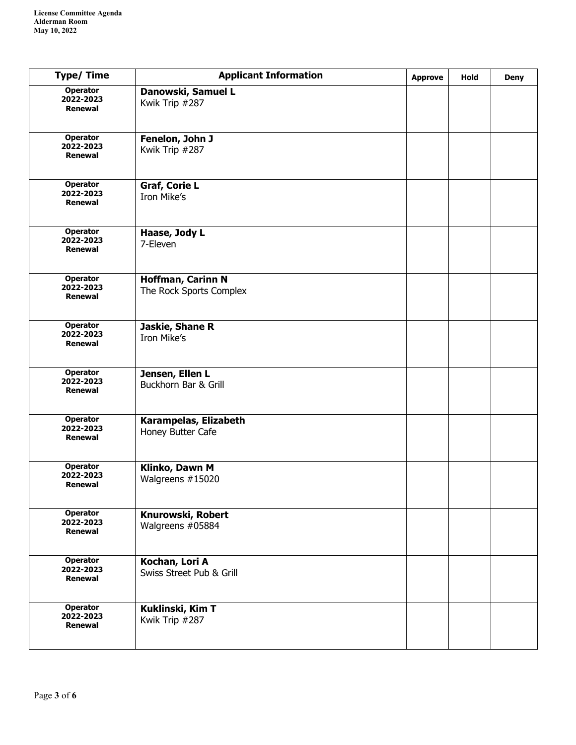| Type/ Time | Applicant Information | Approve | Hold | Deny |
|---|---|---|---|---|
| **Operator 2022-2023 Renewal** | **Danowski, Samuel L** Kwik Trip #287 | | | |
| **Operator 2022-2023 Renewal** | **Fenelon, John J** Kwik Trip #287 | | | |
| **Operator 2022-2023 Renewal** | **Graf, Corie L** Iron Mike's | | | |
| **Operator 2022-2023 Renewal** | **Haase, Jody L** 7-Eleven | | | |
| **Operator 2022-2023 Renewal** | **Hoffman, Carinn N** The Rock Sports Complex | | | |
| **Operator 2022-2023 Renewal** | **Jaskie, Shane R** Iron Mike's | | | |
| **Operator 2022-2023 Renewal** | **Jensen, Ellen L** Buckhorn Bar & Grill | | | |
| **Operator 2022-2023 Renewal** | **Karampelas, Elizabeth** Honey Butter Cafe | | | |
| **Operator 2022-2023 Renewal** | **Klinko, Dawn M** Walgreens #15020 | | | |
| **Operator 2022-2023 Renewal** | **Knurowski, Robert** Walgreens #05884 | | | |
| **Operator 2022-2023 Renewal** | **Kochan, Lori A** Swiss Street Pub & Grill | | | |
| **Operator 2022-2023 Renewal** | **Kuklinski, Kim T** Kwik Trip #287 | | | |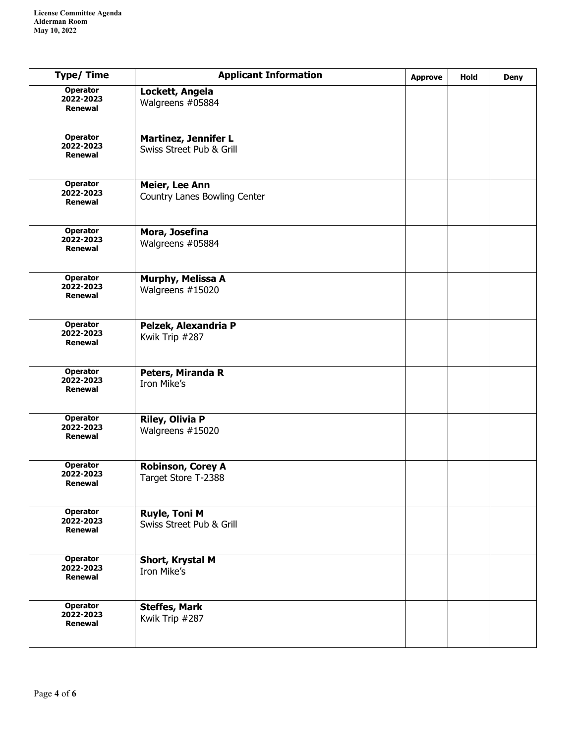| Type/ Time | Applicant Information | Approve | Hold | Deny |
|---|---|---|---|---|
| **Operator 2022-2023 Renewal** | **Lockett, Angela** Walgreens #05884 | | | |
| **Operator 2022-2023 Renewal** | **Martinez, Jennifer L** Swiss Street Pub & Grill | | | |
| **Operator 2022-2023 Renewal** | **Meier, Lee Ann** Country Lanes Bowling Center | | | |
| **Operator 2022-2023 Renewal** | **Mora, Josefina** Walgreens #05884 | | | |
| **Operator 2022-2023 Renewal** | **Murphy, Melissa A** Walgreens #15020 | | | |
| **Operator 2022-2023 Renewal** | **Pelzek, Alexandria P** Kwik Trip #287 | | | |
| **Operator 2022-2023 Renewal** | **Peters, Miranda R** Iron Mike's | | | |
| **Operator 2022-2023 Renewal** | **Riley, Olivia P** Walgreens #15020 | | | |
| **Operator 2022-2023 Renewal** | **Robinson, Corey A** Target Store T-2388 | | | |
| **Operator 2022-2023 Renewal** | **Ruyle, Toni M** Swiss Street Pub & Grill | | | |
| **Operator 2022-2023 Renewal** | **Short, Krystal M** Iron Mike's | | | |
| **Operator 2022-2023 Renewal** | **Steffes, Mark** Kwik Trip #287 | | | |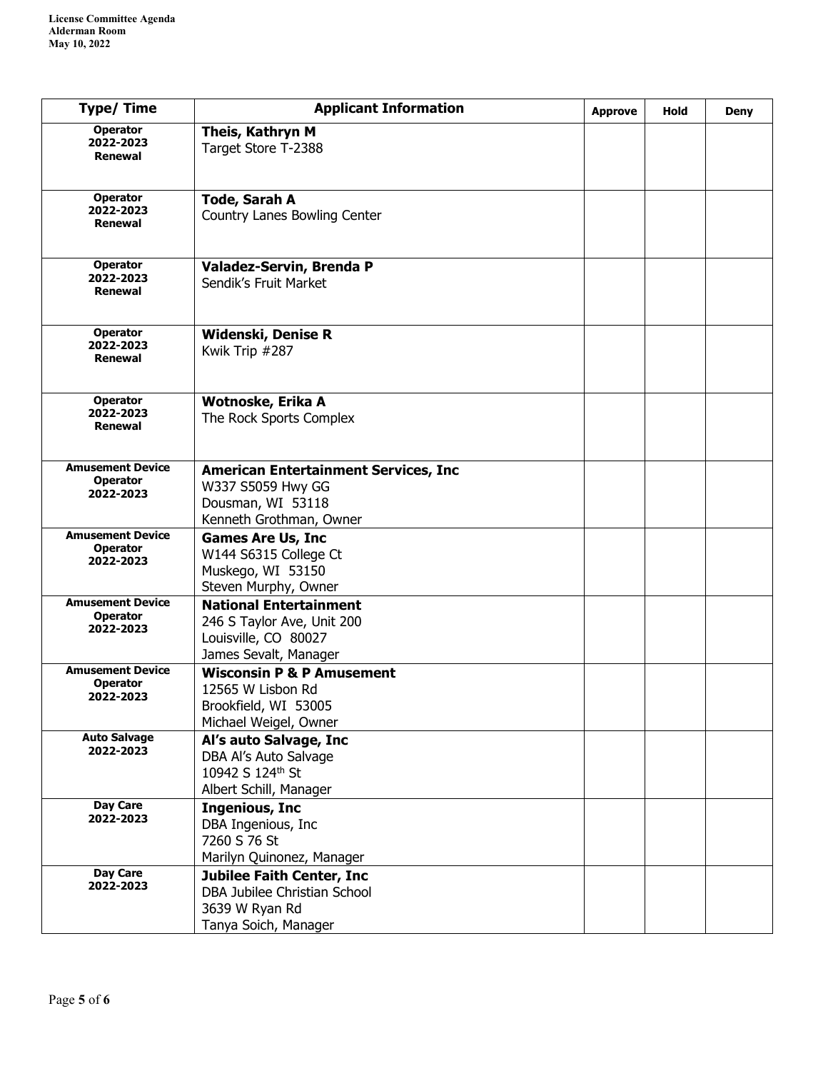| Type/ Time | Applicant Information | Approve | Hold | Deny |
|---|---|---|---|---|
| **Operator 2022-2023 Renewal** | **Theis, Kathryn M**<br>Target Store T-2388 | | | |
| **Operator 2022-2023 Renewal** | **Tode, Sarah A**<br>Country Lanes Bowling Center | | | |
| **Operator 2022-2023 Renewal** | **Valadez-Servin, Brenda P**<br>Sendik's Fruit Market | | | |
| **Operator 2022-2023 Renewal** | **Widenski, Denise R**<br>Kwik Trip #287 | | | |
| **Operator 2022-2023 Renewal** | **Wotnoske, Erika A**<br>The Rock Sports Complex | | | |
| **Amusement Device Operator 2022-2023** | **American Entertainment Services, Inc**<br>W337 S5059 Hwy GG<br>Dousman, WI 53118<br>Kenneth Grothman, Owner | | | |
| **Amusement Device Operator 2022-2023** | **Games Are Us, Inc**<br>W144 S6315 College Ct<br>Muskego, WI 53150<br>Steven Murphy, Owner | | | |
| **Amusement Device Operator 2022-2023** | **National Entertainment**<br>246 S Taylor Ave, Unit 200<br>Louisville, CO 80027<br>James Sevalt, Manager | | | |
| **Amusement Device Operator 2022-2023** | **Wisconsin P & P Amusement**<br>12565 W Lisbon Rd<br>Brookfield, WI 53005<br>Michael Weigel, Owner | | | |
| **Auto Salvage 2022-2023** | **Al's auto Salvage, Inc**<br>DBA Al's Auto Salvage<br>10942 S 124th St<br>Albert Schill, Manager | | | |
| **Day Care 2022-2023** | **Ingenious, Inc**<br>DBA Ingenious, Inc<br>7260 S 76 St<br>Marilyn Quinonez, Manager | | | |
| **Day Care 2022-2023** | **Jubilee Faith Center, Inc**<br>DBA Jubilee Christian School<br>3639 W Ryan Rd<br>Tanya Soich, Manager | | | |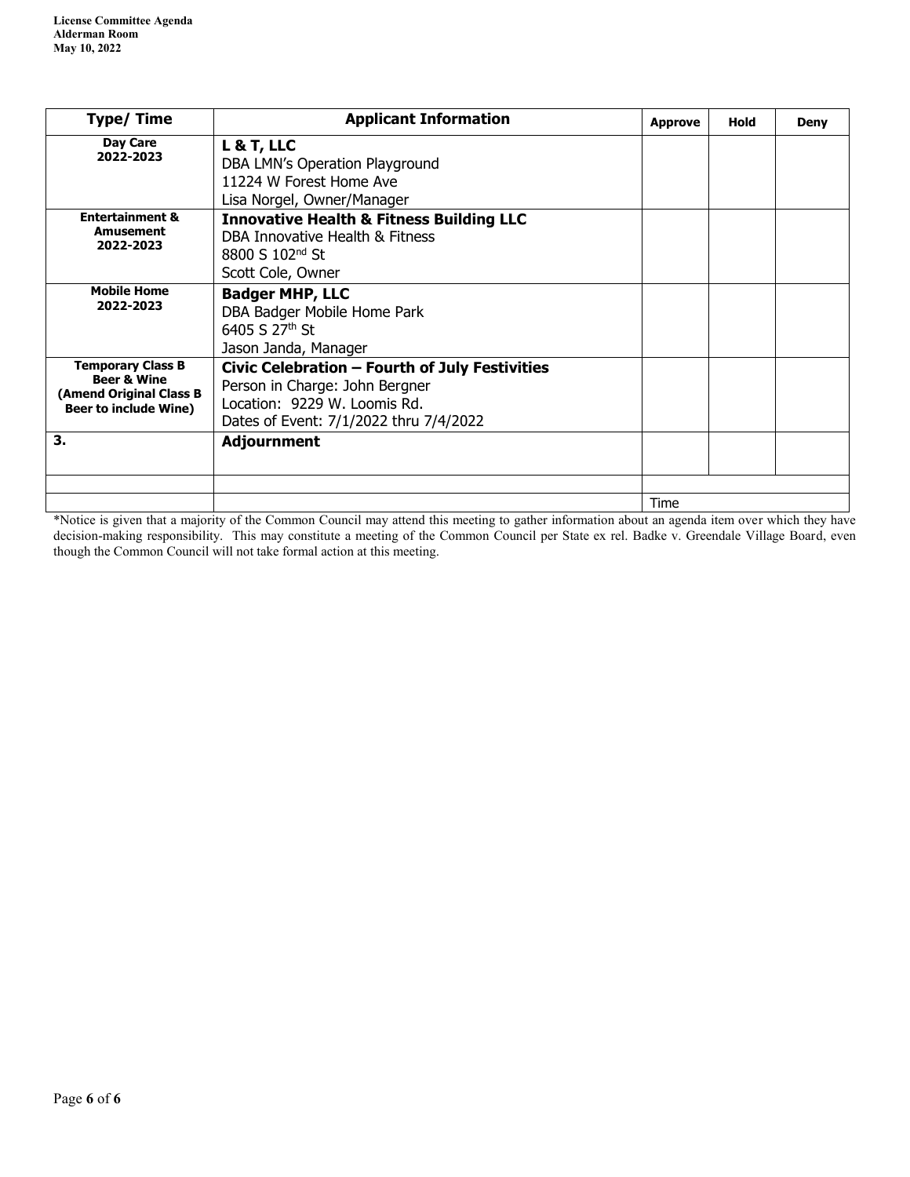| Type/ Time | Applicant Information | Approve | Hold | Deny |
|---|---|---|---|---|
| **Day Care 2022-2023** | **L & T, LLC**<br>DBA LMN's Operation Playground<br>11224 W Forest Home Ave<br>Lisa Norgel, Owner/Manager | | | |
| **Entertainment & Amusement 2022-2023** | **Innovative Health & Fitness Building LLC**<br>DBA Innovative Health & Fitness<br>8800 S 102nd St<br>Scott Cole, Owner | | | |
| **Mobile Home 2022-2023** | **Badger MHP, LLC**<br>DBA Badger Mobile Home Park<br>6405 S 27th St<br>Jason Janda, Manager | | | |
| **Temporary Class B Beer & Wine (Amend Original Class B Beer to include Wine)** | **Civic Celebration – Fourth of July Festivities**<br>Person in Charge: John Bergner<br>Location: 9229 W. Loomis Rd.<br>Dates of Event: 7/1/2022 thru 7/4/2022 | | | |
| **3.** | **Adjournment** | | | |
| | | | | |
| | | Time | | |

*Notice is given that a majority of the Common Council may attend this meeting to gather information about an agenda item over which they have decision-making responsibility. This may constitute a meeting of the Common Council per State ex rel. Badke v. Greendale Village Board, even though the Common Council will not take formal action at this meeting.